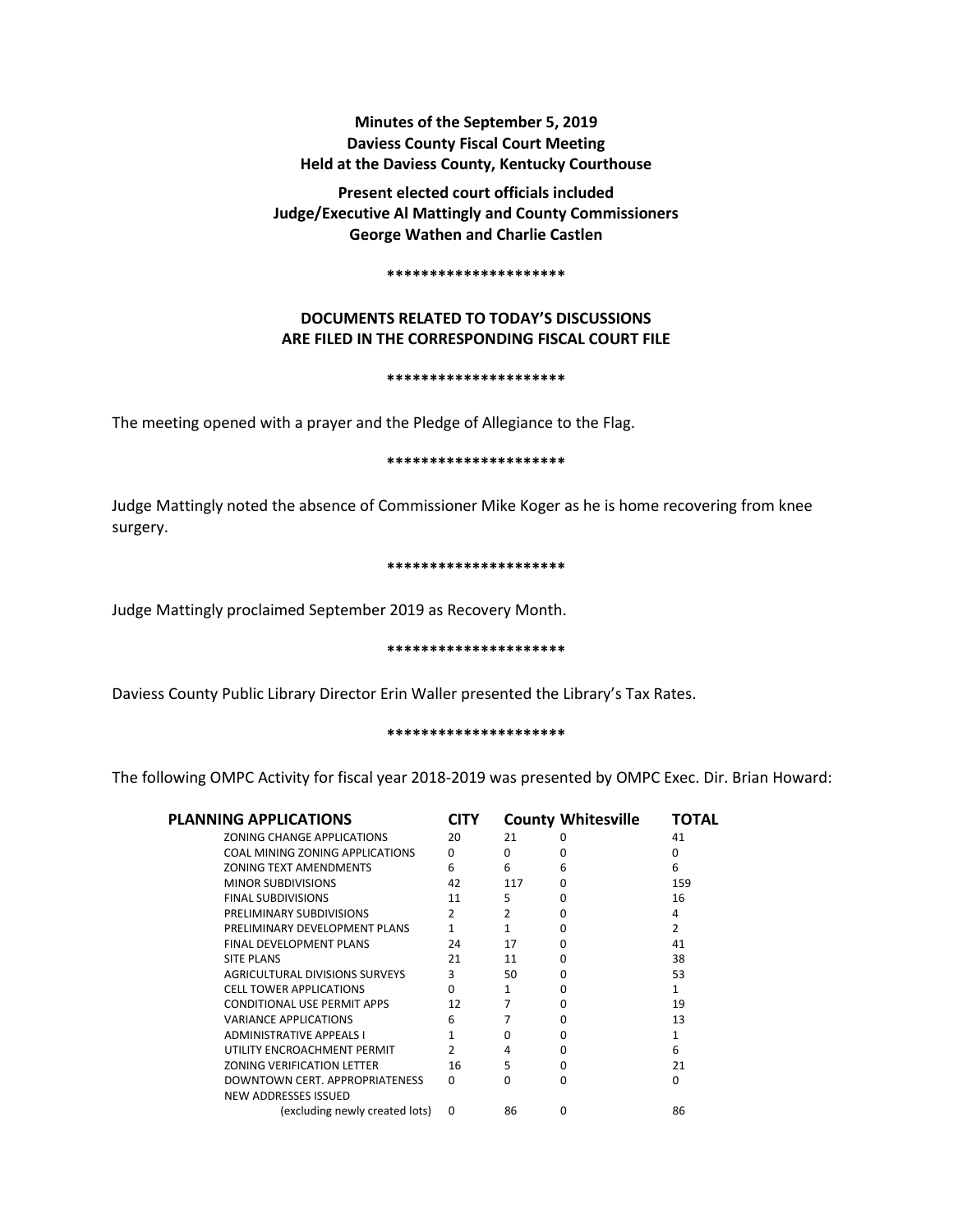**Minutes of the September 5, 2019**
**Daviess County Fiscal Court Meeting**
**Held at the Daviess County, Kentucky Courthouse**

**Present elected court officials included**
**Judge/Executive Al Mattingly and County Commissioners**
**George Wathen and Charlie Castlen**

**********************

**DOCUMENTS RELATED TO TODAY'S DISCUSSIONS ARE FILED IN THE CORRESPONDING FISCAL COURT FILE**

**********************

The meeting opened with a prayer and the Pledge of Allegiance to the Flag.

**********************

Judge Mattingly noted the absence of Commissioner Mike Koger as he is home recovering from knee surgery.

**********************

Judge Mattingly proclaimed September 2019 as Recovery Month.

**********************

Daviess County Public Library Director Erin Waller presented the Library's Tax Rates.

**********************

The following OMPC Activity for fiscal year 2018-2019 was presented by OMPC Exec. Dir. Brian Howard:

| PLANNING APPLICATIONS | CITY | County | Whitesville | TOTAL |
|---|---|---|---|---|
| ZONING CHANGE APPLICATIONS | 20 | 21 | 0 | 41 |
| COAL MINING ZONING APPLICATIONS | 0 | 0 | 0 | 0 |
| ZONING TEXT AMENDMENTS | 6 | 6 | 6 | 6 |
| MINOR SUBDIVISIONS | 42 | 117 | 0 | 159 |
| FINAL SUBDIVISIONS | 11 | 5 | 0 | 16 |
| PRELIMINARY SUBDIVISIONS | 2 | 2 | 0 | 4 |
| PRELIMINARY DEVELOPMENT PLANS | 1 | 1 | 0 | 2 |
| FINAL DEVELOPMENT PLANS | 24 | 17 | 0 | 41 |
| SITE PLANS | 21 | 11 | 0 | 38 |
| AGRICULTURAL DIVISIONS SURVEYS | 3 | 50 | 0 | 53 |
| CELL TOWER APPLICATIONS | 0 | 1 | 0 | 1 |
| CONDITIONAL USE PERMIT APPS | 12 | 7 | 0 | 19 |
| VARIANCE APPLICATIONS | 6 | 7 | 0 | 13 |
| ADMINISTRATIVE APPEALS I | 1 | 0 | 0 | 1 |
| UTILITY ENCROACHMENT PERMIT | 2 | 4 | 0 | 6 |
| ZONING VERIFICATION LETTER | 16 | 5 | 0 | 21 |
| DOWNTOWN CERT. APPROPRIATENESS | 0 | 0 | 0 | 0 |
| NEW ADDRESSES ISSUED (excluding newly created lots) | 0 | 86 | 0 | 86 |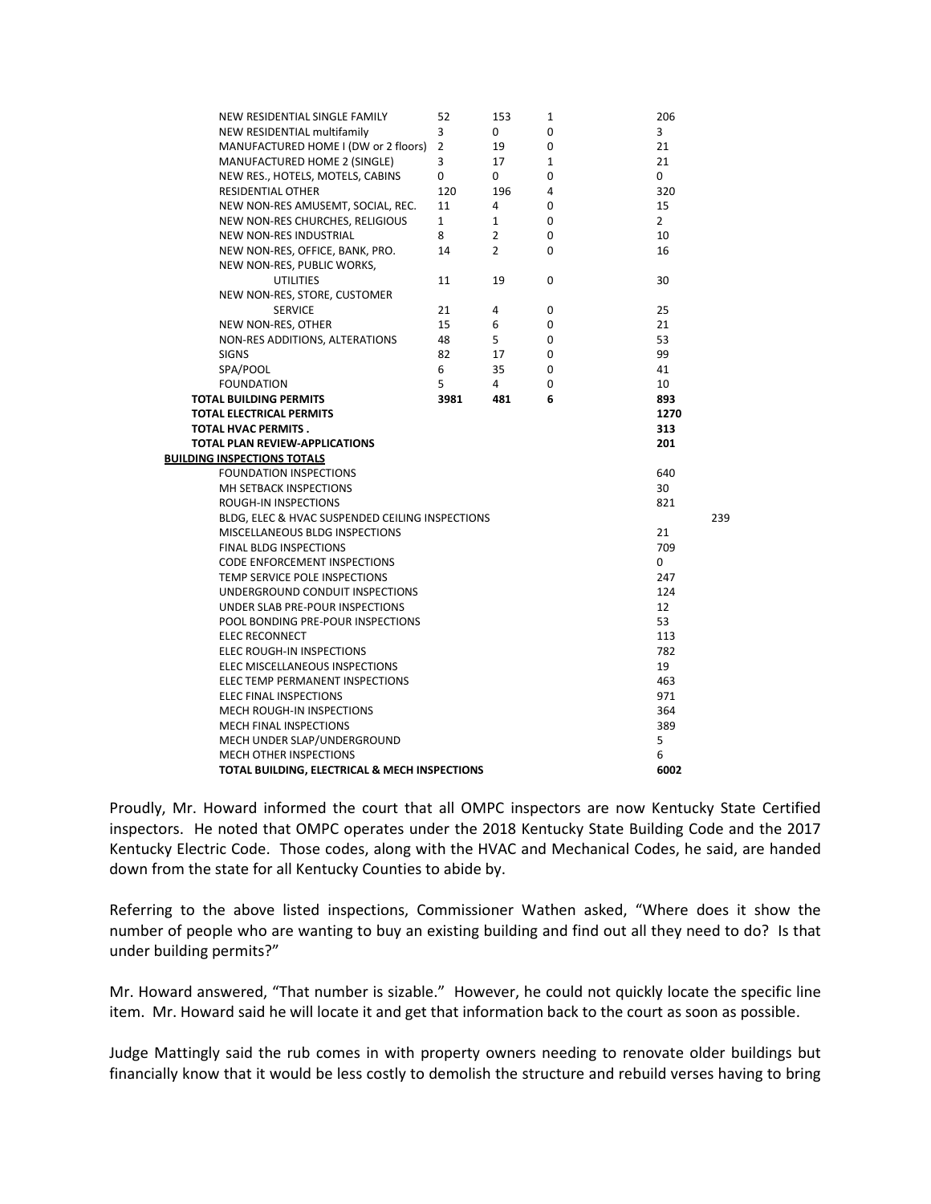| | | | | |
|---|---|---|---|---|
| NEW RESIDENTIAL SINGLE FAMILY | 52 | 153 | 1 | 206 |
| NEW RESIDENTIAL multifamily | 3 | 0 | 0 | 3 |
| MANUFACTURED HOME I (DW or 2 floors) | 2 | 19 | 0 | 21 |
| MANUFACTURED HOME 2 (SINGLE) | 3 | 17 | 1 | 21 |
| NEW RES., HOTELS, MOTELS, CABINS | 0 | 0 | 0 | 0 |
| RESIDENTIAL OTHER | 120 | 196 | 4 | 320 |
| NEW NON-RES AMUSEMT, SOCIAL, REC. | 11 | 4 | 0 | 15 |
| NEW NON-RES CHURCHES, RELIGIOUS | 1 | 1 | 0 | 2 |
| NEW NON-RES INDUSTRIAL | 8 | 2 | 0 | 10 |
| NEW NON-RES, OFFICE, BANK, PRO. | 14 | 2 | 0 | 16 |
| NEW NON-RES, PUBLIC WORKS, UTILITIES | 11 | 19 | 0 | 30 |
| NEW NON-RES, STORE, CUSTOMER SERVICE | 21 | 4 | 0 | 25 |
| NEW NON-RES, OTHER | 15 | 6 | 0 | 21 |
| NON-RES ADDITIONS, ALTERATIONS | 48 | 5 | 0 | 53 |
| SIGNS | 82 | 17 | 0 | 99 |
| SPA/POOL | 6 | 35 | 0 | 41 |
| FOUNDATION | 5 | 4 | 0 | 10 |
| **TOTAL BUILDING PERMITS** | **3981** | **481** | **6** | **893** |
| **TOTAL ELECTRICAL PERMITS** | | | | **1270** |
| **TOTAL HVAC PERMITS .** | | | | **313** |
| **TOTAL PLAN REVIEW-APPLICATIONS** | | | | **201** |
| **BUILDING INSPECTIONS TOTALS** | | | | |
| FOUNDATION INSPECTIONS | | | | 640 |
| MH SETBACK INSPECTIONS | | | | 30 |
| ROUGH-IN INSPECTIONS | | | | 821 |
| BLDG, ELEC & HVAC SUSPENDED CEILING INSPECTIONS | | | | 239 |
| MISCELLANEOUS BLDG INSPECTIONS | | | | 21 |
| FINAL BLDG INSPECTIONS | | | | 709 |
| CODE ENFORCEMENT INSPECTIONS | | | | 0 |
| TEMP SERVICE POLE INSPECTIONS | | | | 247 |
| UNDERGROUND CONDUIT INSPECTIONS | | | | 124 |
| UNDER SLAB PRE-POUR INSPECTIONS | | | | 12 |
| POOL BONDING PRE-POUR INSPECTIONS | | | | 53 |
| ELEC RECONNECT | | | | 113 |
| ELEC ROUGH-IN INSPECTIONS | | | | 782 |
| ELEC MISCELLANEOUS INSPECTIONS | | | | 19 |
| ELEC TEMP PERMANENT INSPECTIONS | | | | 463 |
| ELEC FINAL INSPECTIONS | | | | 971 |
| MECH ROUGH-IN INSPECTIONS | | | | 364 |
| MECH FINAL INSPECTIONS | | | | 389 |
| MECH UNDER SLAP/UNDERGROUND | | | | 5 |
| MECH OTHER INSPECTIONS | | | | 6 |
| **TOTAL BUILDING, ELECTRICAL & MECH INSPECTIONS** | | | | **6002** |

Proudly, Mr. Howard informed the court that all OMPC inspectors are now Kentucky State Certified inspectors. He noted that OMPC operates under the 2018 Kentucky State Building Code and the 2017 Kentucky Electric Code. Those codes, along with the HVAC and Mechanical Codes, he said, are handed down from the state for all Kentucky Counties to abide by.

Referring to the above listed inspections, Commissioner Wathen asked, "Where does it show the number of people who are wanting to buy an existing building and find out all they need to do? Is that under building permits?"

Mr. Howard answered, "That number is sizable." However, he could not quickly locate the specific line item. Mr. Howard said he will locate it and get that information back to the court as soon as possible.

Judge Mattingly said the rub comes in with property owners needing to renovate older buildings but financially know that it would be less costly to demolish the structure and rebuild verses having to bring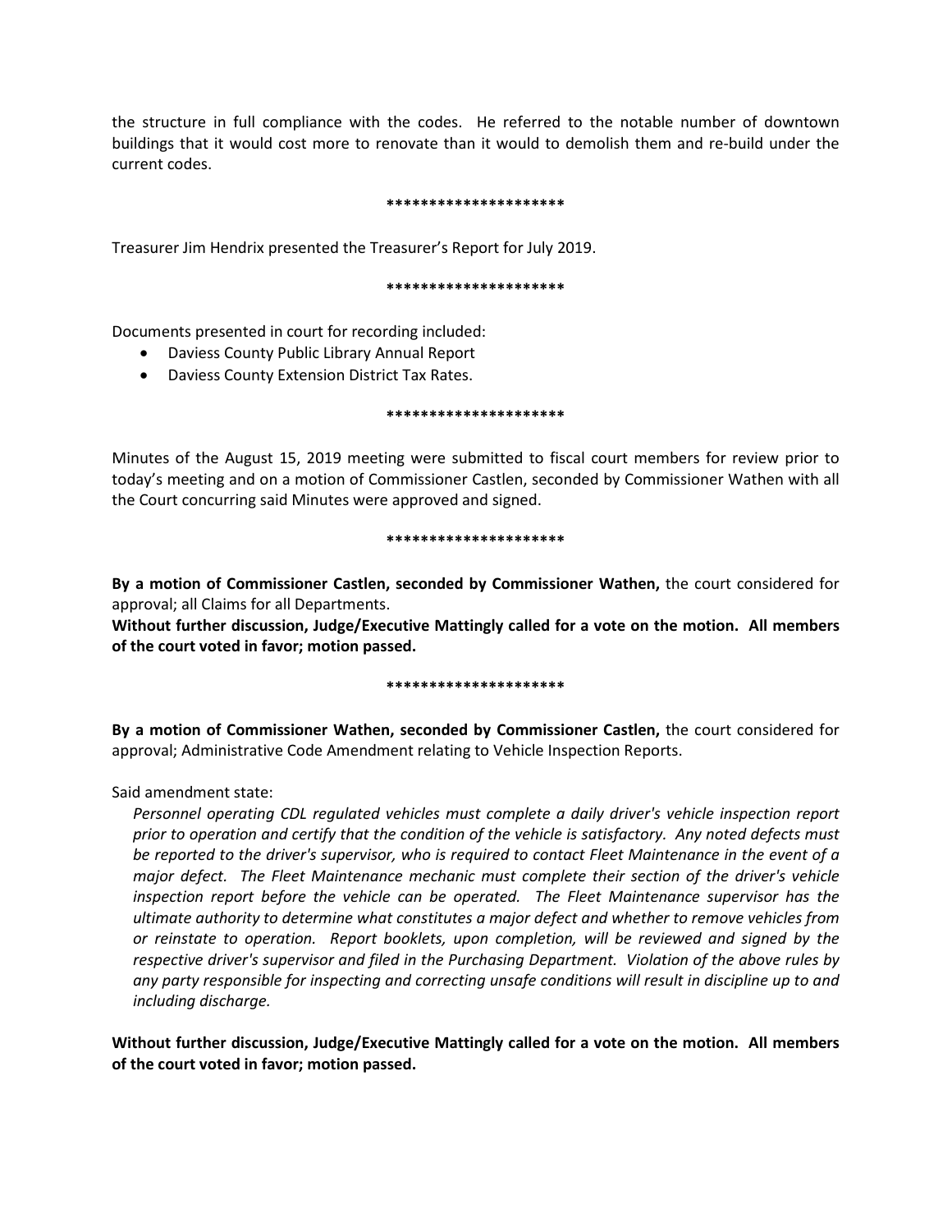the structure in full compliance with the codes. He referred to the notable number of downtown buildings that it would cost more to renovate than it would to demolish them and re-build under the current codes.

*********************

Treasurer Jim Hendrix presented the Treasurer's Report for July 2019.

*********************

Documents presented in court for recording included:

- Daviess County Public Library Annual Report
- Daviess County Extension District Tax Rates.

*********************

Minutes of the August 15, 2019 meeting were submitted to fiscal court members for review prior to today's meeting and on a motion of Commissioner Castlen, seconded by Commissioner Wathen with all the Court concurring said Minutes were approved and signed.

*********************

**By a motion of Commissioner Castlen, seconded by Commissioner Wathen,** the court considered for approval; all Claims for all Departments.

**Without further discussion, Judge/Executive Mattingly called for a vote on the motion. All members of the court voted in favor; motion passed.**

*********************

**By a motion of Commissioner Wathen, seconded by Commissioner Castlen,** the court considered for approval; Administrative Code Amendment relating to Vehicle Inspection Reports.

Said amendment state:

> *Personnel operating CDL regulated vehicles must complete a daily driver's vehicle inspection report prior to operation and certify that the condition of the vehicle is satisfactory. Any noted defects must be reported to the driver's supervisor, who is required to contact Fleet Maintenance in the event of a major defect. The Fleet Maintenance mechanic must complete their section of the driver's vehicle inspection report before the vehicle can be operated. The Fleet Maintenance supervisor has the ultimate authority to determine what constitutes a major defect and whether to remove vehicles from or reinstate to operation. Report booklets, upon completion, will be reviewed and signed by the respective driver's supervisor and filed in the Purchasing Department. Violation of the above rules by any party responsible for inspecting and correcting unsafe conditions will result in discipline up to and including discharge.*

**Without further discussion, Judge/Executive Mattingly called for a vote on the motion. All members of the court voted in favor; motion passed.**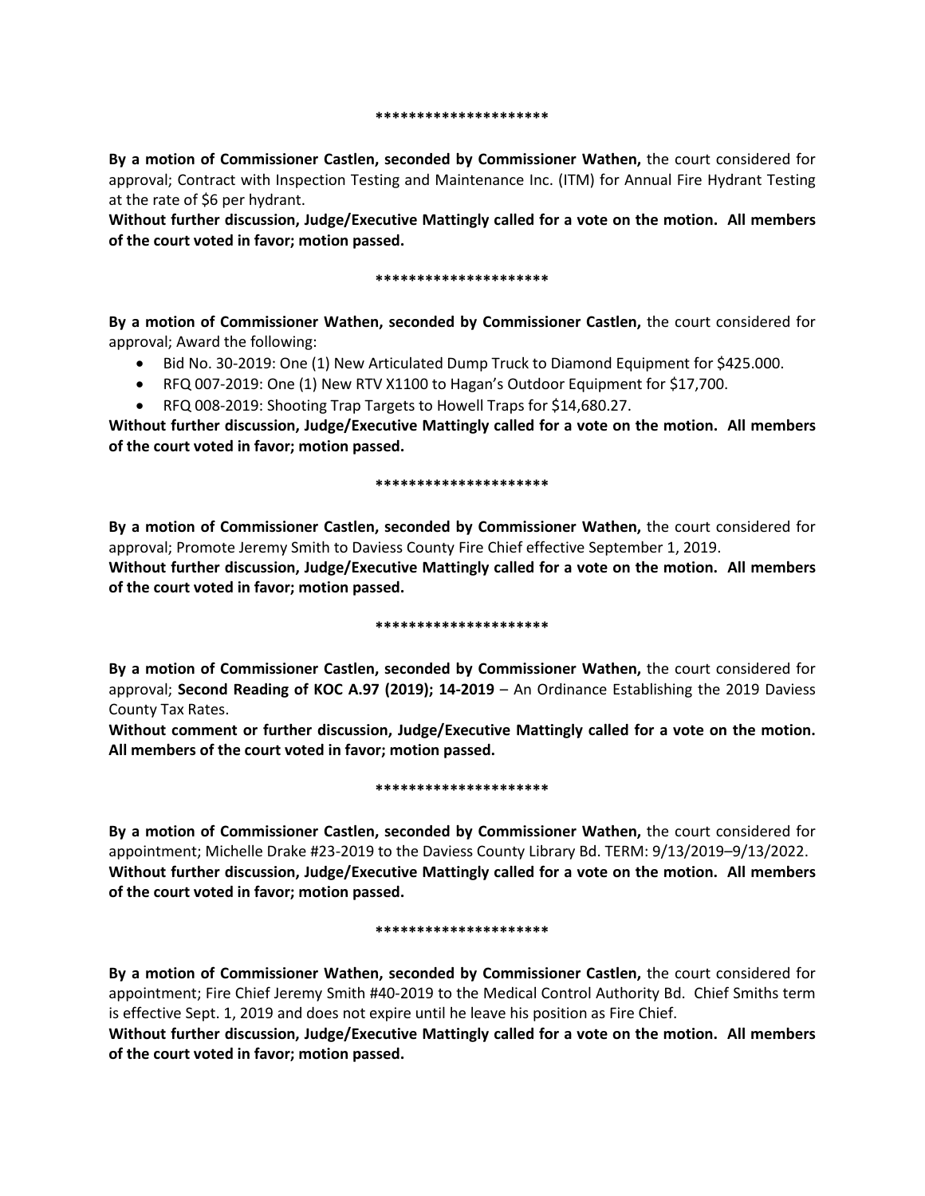*********************

**By a motion of Commissioner Castlen, seconded by Commissioner Wathen,** the court considered for approval; Contract with Inspection Testing and Maintenance Inc. (ITM) for Annual Fire Hydrant Testing at the rate of $6 per hydrant.

**Without further discussion, Judge/Executive Mattingly called for a vote on the motion. All members of the court voted in favor; motion passed.**

*********************

**By a motion of Commissioner Wathen, seconded by Commissioner Castlen,** the court considered for approval; Award the following:

- Bid No. 30-2019: One (1) New Articulated Dump Truck to Diamond Equipment for $425.000.
- RFQ 007-2019: One (1) New RTV X1100 to Hagan's Outdoor Equipment for $17,700.
- RFQ 008-2019: Shooting Trap Targets to Howell Traps for $14,680.27.

**Without further discussion, Judge/Executive Mattingly called for a vote on the motion. All members of the court voted in favor; motion passed.**

*********************

**By a motion of Commissioner Castlen, seconded by Commissioner Wathen,** the court considered for approval; Promote Jeremy Smith to Daviess County Fire Chief effective September 1, 2019.

**Without further discussion, Judge/Executive Mattingly called for a vote on the motion. All members of the court voted in favor; motion passed.**

*********************

**By a motion of Commissioner Castlen, seconded by Commissioner Wathen,** the court considered for approval; **Second Reading of KOC A.97 (2019); 14-2019** – An Ordinance Establishing the 2019 Daviess County Tax Rates.

**Without comment or further discussion, Judge/Executive Mattingly called for a vote on the motion. All members of the court voted in favor; motion passed.**

*********************

**By a motion of Commissioner Castlen, seconded by Commissioner Wathen,** the court considered for appointment; Michelle Drake #23-2019 to the Daviess County Library Bd. TERM: 9/13/2019–9/13/2022.

**Without further discussion, Judge/Executive Mattingly called for a vote on the motion. All members of the court voted in favor; motion passed.**

*********************

**By a motion of Commissioner Wathen, seconded by Commissioner Castlen,** the court considered for appointment; Fire Chief Jeremy Smith #40-2019 to the Medical Control Authority Bd. Chief Smiths term is effective Sept. 1, 2019 and does not expire until he leave his position as Fire Chief.

**Without further discussion, Judge/Executive Mattingly called for a vote on the motion. All members of the court voted in favor; motion passed.**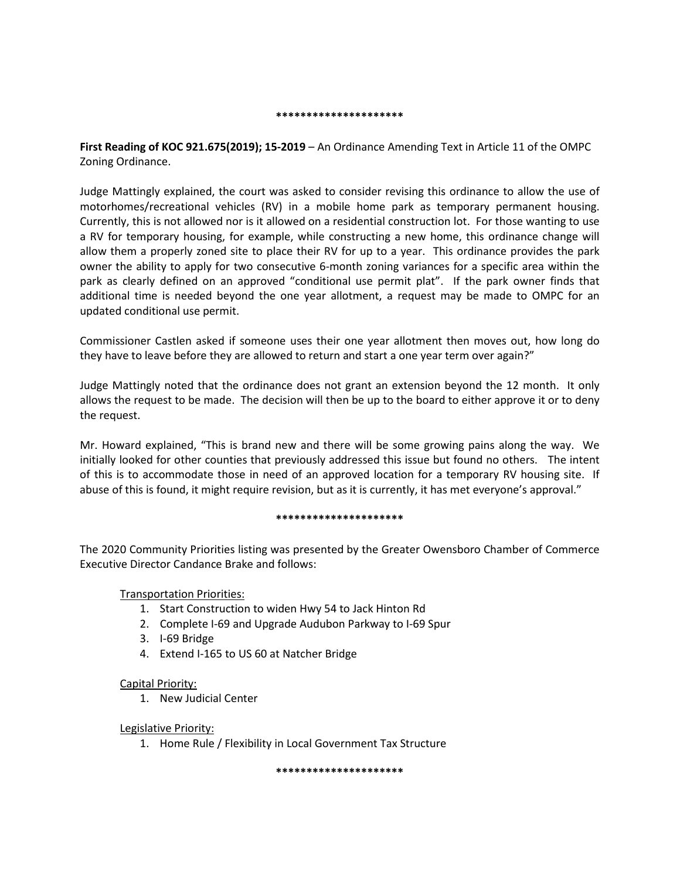*********************

**First Reading of KOC 921.675(2019); 15-2019** – An Ordinance Amending Text in Article 11 of the OMPC Zoning Ordinance.

Judge Mattingly explained, the court was asked to consider revising this ordinance to allow the use of motorhomes/recreational vehicles (RV) in a mobile home park as temporary permanent housing. Currently, this is not allowed nor is it allowed on a residential construction lot. For those wanting to use a RV for temporary housing, for example, while constructing a new home, this ordinance change will allow them a properly zoned site to place their RV for up to a year. This ordinance provides the park owner the ability to apply for two consecutive 6-month zoning variances for a specific area within the park as clearly defined on an approved "conditional use permit plat". If the park owner finds that additional time is needed beyond the one year allotment, a request may be made to OMPC for an updated conditional use permit.

Commissioner Castlen asked if someone uses their one year allotment then moves out, how long do they have to leave before they are allowed to return and start a one year term over again?"

Judge Mattingly noted that the ordinance does not grant an extension beyond the 12 month. It only allows the request to be made. The decision will then be up to the board to either approve it or to deny the request.

Mr. Howard explained, "This is brand new and there will be some growing pains along the way. We initially looked for other counties that previously addressed this issue but found no others. The intent of this is to accommodate those in need of an approved location for a temporary RV housing site. If abuse of this is found, it might require revision, but as it is currently, it has met everyone's approval."

*********************

The 2020 Community Priorities listing was presented by the Greater Owensboro Chamber of Commerce Executive Director Candance Brake and follows:

Transportation Priorities:

1. Start Construction to widen Hwy 54 to Jack Hinton Rd
2. Complete I-69 and Upgrade Audubon Parkway to I-69 Spur
3. I-69 Bridge
4. Extend I-165 to US 60 at Natcher Bridge

Capital Priority:

1. New Judicial Center

Legislative Priority:

1. Home Rule / Flexibility in Local Government Tax Structure

*********************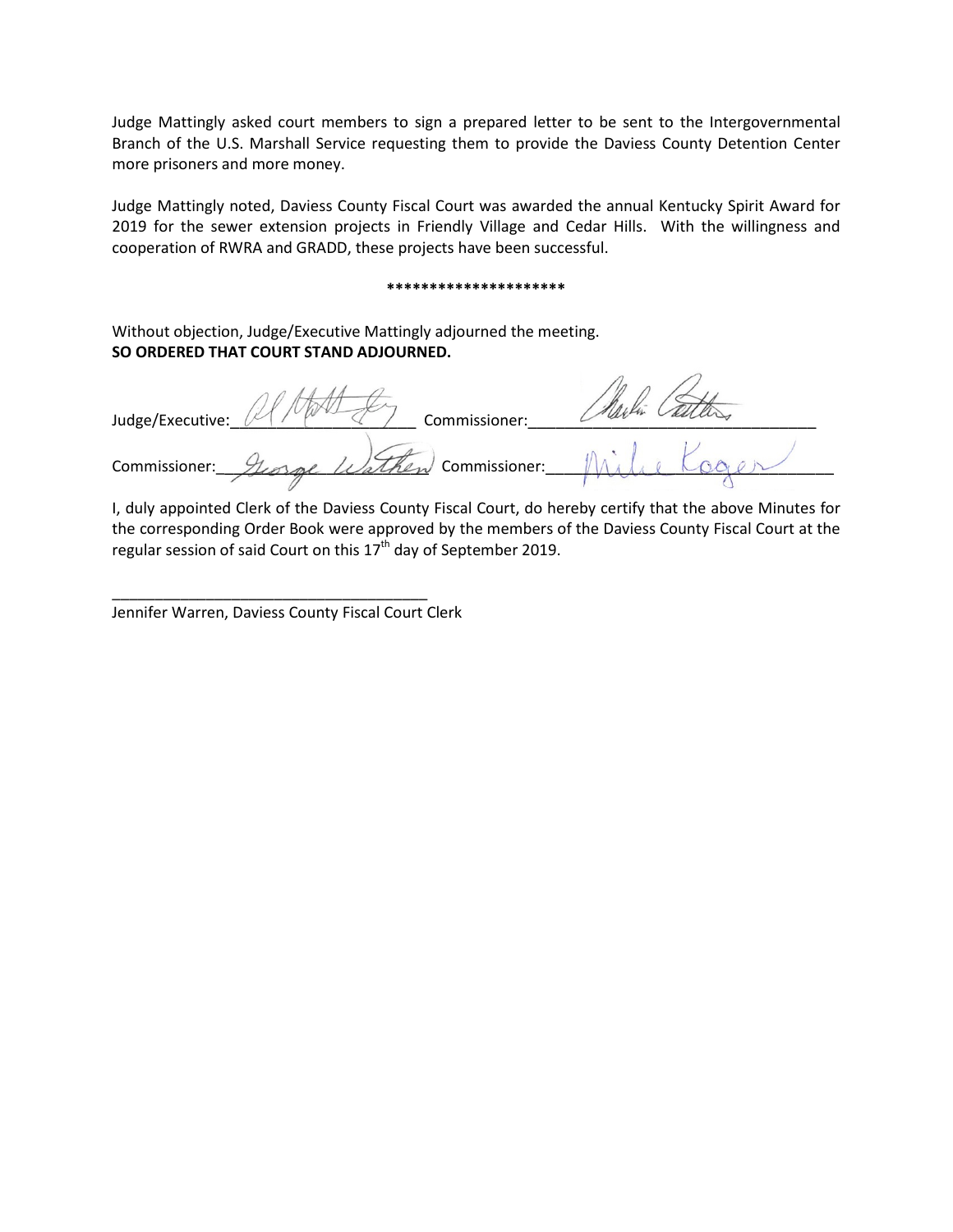Judge Mattingly asked court members to sign a prepared letter to be sent to the Intergovernmental Branch of the U.S. Marshall Service requesting them to provide the Daviess County Detention Center more prisoners and more money.

Judge Mattingly noted, Daviess County Fiscal Court was awarded the annual Kentucky Spirit Award for 2019 for the sewer extension projects in Friendly Village and Cedar Hills. With the willingness and cooperation of RWRA and GRADD, these projects have been successful.

*********************

Without objection, Judge/Executive Mattingly adjourned the meeting.
**SO ORDERED THAT COURT STAND ADJOURNED.**

Judge/Executive: Al Mattingly Commissioner: Charlie Castlen

Commissioner: George Wathen Commissioner: Mike Koger

I, duly appointed Clerk of the Daviess County Fiscal Court, do hereby certify that the above Minutes for the corresponding Order Book were approved by the members of the Daviess County Fiscal Court at the regular session of said Court on this 17th day of September 2019.

\_\_\_\_\_\_\_\_\_\_\_\_\_\_\_\_\_\_\_\_\_\_\_\_\_\_\_\_\_\_\_\_\_\_\_\_
Jennifer Warren, Daviess County Fiscal Court Clerk